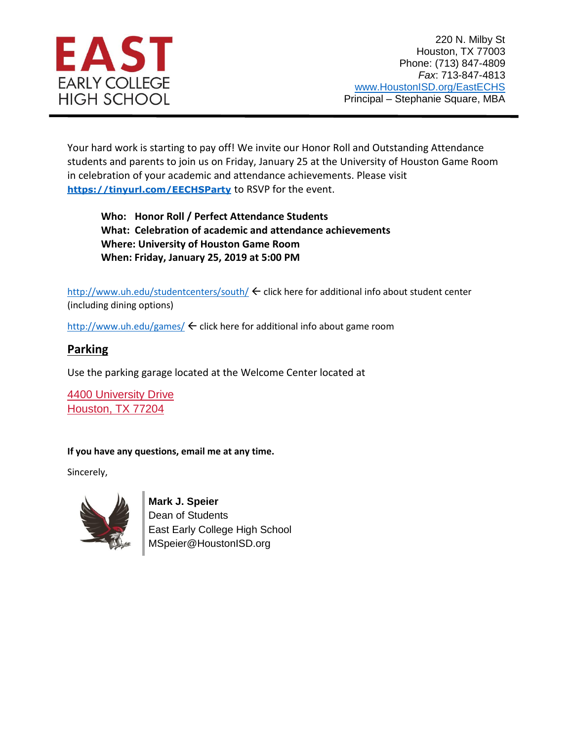**EAST**
EARLY COLLEGE
HIGH SCHOOL

220 N. Milby St
Houston, TX 77003
Phone: (713) 847-4809
*Fax*: 713-847-4813
www.HoustonISD.org/EastECHS
Principal – Stephanie Square, MBA

---

Your hard work is starting to pay off! We invite our Honor Roll and Outstanding Attendance students and parents to join us on Friday, January 25 at the University of Houston Game Room in celebration of your academic and attendance achievements. Please visit **https://tinyurl.com/EECHSParty** to RSVP for the event.

**Who: Honor Roll / Perfect Attendance Students**
**What: Celebration of academic and attendance achievements**
**Where: University of Houston Game Room**
**When: Friday, January 25, 2019 at 5:00 PM**

http://www.uh.edu/studentcenters/south/ ← click here for additional info about student center (including dining options)

http://www.uh.edu/games/ ← click here for additional info about game room

## Parking

Use the parking garage located at the Welcome Center located at

4400 University Drive
Houston, TX 77204

**If you have any questions, email me at any time.**

Sincerely,

**Mark J. Speier**
Dean of Students
East Early College High School
MSpeier@HoustonISD.org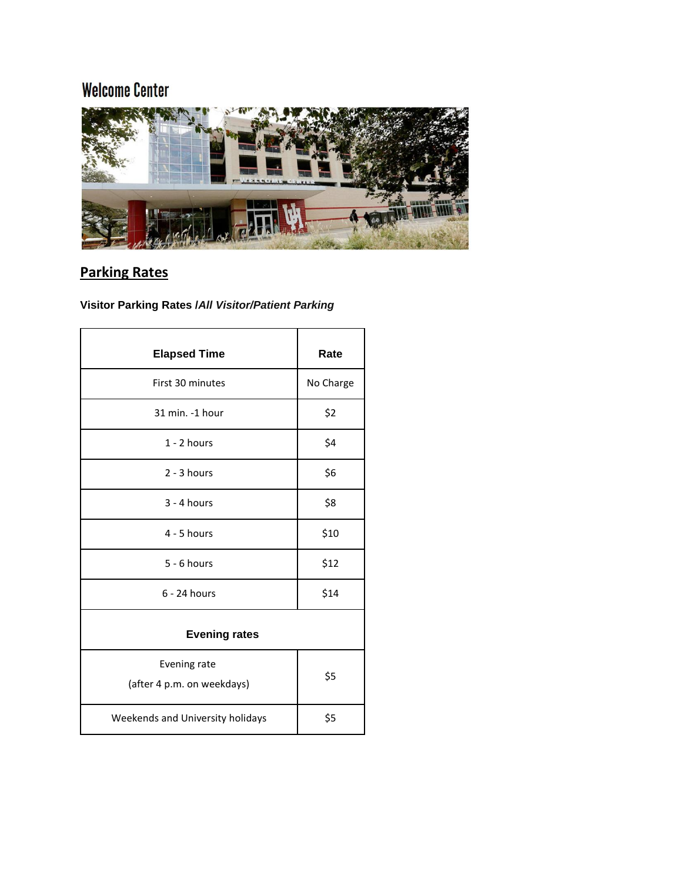# Welcome Center

## Parking Rates

**Visitor Parking Rates /*All Visitor/Patient Parking***

| Elapsed Time | Rate |
|---|---|
| First 30 minutes | No Charge |
| 31 min. -1 hour | $2 |
| 1 - 2 hours | $4 |
| 2 - 3 hours | $6 |
| 3 - 4 hours | $8 |
| 4 - 5 hours | $10 |
| 5 - 6 hours | $12 |
| 6 - 24 hours | $14 |
| **Evening rates** | |
| Evening rate (after 4 p.m. on weekdays) | $5 |
| Weekends and University holidays | $5 |